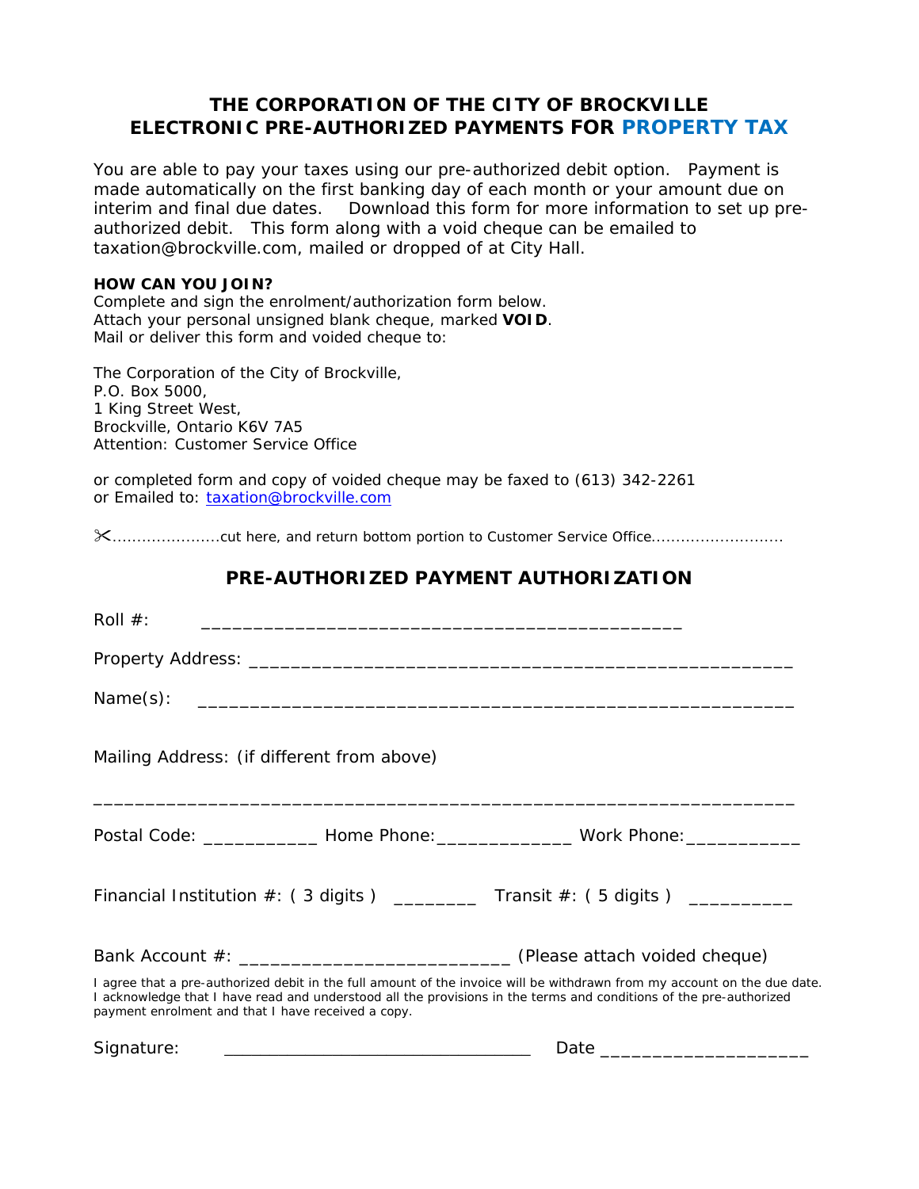# THE CORPORATION OF THE CITY OF BROCKVILLE
## ELECTRONIC PRE-AUTHORIZED PAYMENTS FOR PROPERTY TAX

You are able to pay your taxes using our pre-authorized debit option. Payment is made automatically on the first banking day of each month or your amount due on interim and final due dates. Download this form for more information to set up pre-authorized debit. This form along with a void cheque can be emailed to taxation@brockville.com, mailed or dropped of at City Hall.

**HOW CAN YOU JOIN?**

Complete and sign the enrolment/authorization form below.
Attach your personal unsigned blank cheque, marked **VOID**.
Mail or deliver this form and voided cheque to:

The Corporation of the City of Brockville,
P.O. Box 5000,
1 King Street West,
Brockville, Ontario K6V 7A5
Attention: Customer Service Office

or completed form and copy of voided cheque may be faxed to (613) 342-2261
or Emailed to: taxation@brockville.com

✂......................cut here, and return bottom portion to Customer Service Office...........................

## PRE-AUTHORIZED PAYMENT AUTHORIZATION

Roll #: ______________________________________________

Property Address: ____________________________________________________

Name(s): _________________________________________________________

Mailing Address: (if different from above)

__________________________________________________________________

Postal Code: ___________ Home Phone:_____________ Work Phone:___________

Financial Institution #: ( 3 digits ) ________ Transit #: ( 5 digits ) __________

Bank Account #: __________________________ (Please attach voided cheque)

I agree that a pre-authorized debit in the full amount of the invoice will be withdrawn from my account on the due date. I acknowledge that I have read and understood all the provisions in the terms and conditions of the pre-authorized payment enrolment and that I have received a copy.

Signature: _____________________________ Date ____________________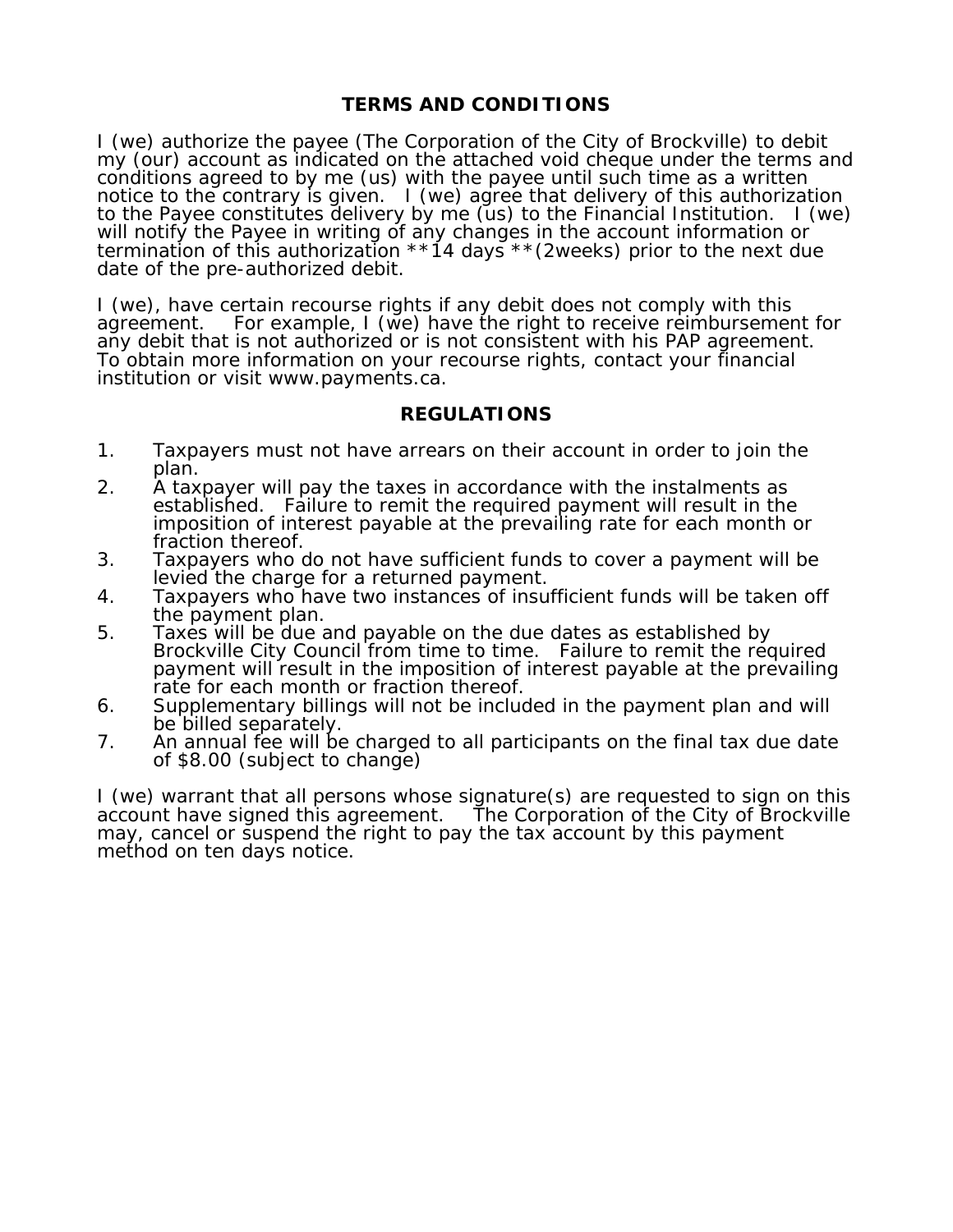## TERMS AND CONDITIONS

I (we) authorize the payee (The Corporation of the City of Brockville) to debit my (our) account as indicated on the attached void cheque under the terms and conditions agreed to by me (us) with the payee until such time as a written notice to the contrary is given. I (we) agree that delivery of this authorization to the Payee constitutes delivery by me (us) to the Financial Institution. I (we) will notify the Payee in writing of any changes in the account information or termination of this authorization **14 days **(2weeks) prior to the next due date of the pre-authorized debit.

I (we), have certain recourse rights if any debit does not comply with this agreement. For example, I (we) have the right to receive reimbursement for any debit that is not authorized or is not consistent with his PAP agreement. To obtain more information on your recourse rights, contact your financial institution or visit www.payments.ca.

## REGULATIONS

1. Taxpayers must not have arrears on their account in order to join the plan.
2. A taxpayer will pay the taxes in accordance with the instalments as established. Failure to remit the required payment will result in the imposition of interest payable at the prevailing rate for each month or fraction thereof.
3. Taxpayers who do not have sufficient funds to cover a payment will be levied the charge for a returned payment.
4. Taxpayers who have two instances of insufficient funds will be taken off the payment plan.
5. Taxes will be due and payable on the due dates as established by Brockville City Council from time to time. Failure to remit the required payment will result in the imposition of interest payable at the prevailing rate for each month or fraction thereof.
6. Supplementary billings will not be included in the payment plan and will be billed separately.
7. An annual fee will be charged to all participants on the final tax due date of $8.00 (subject to change)

I (we) warrant that all persons whose signature(s) are requested to sign on this account have signed this agreement. The Corporation of the City of Brockville may, cancel or suspend the right to pay the tax account by this payment method on ten days notice.